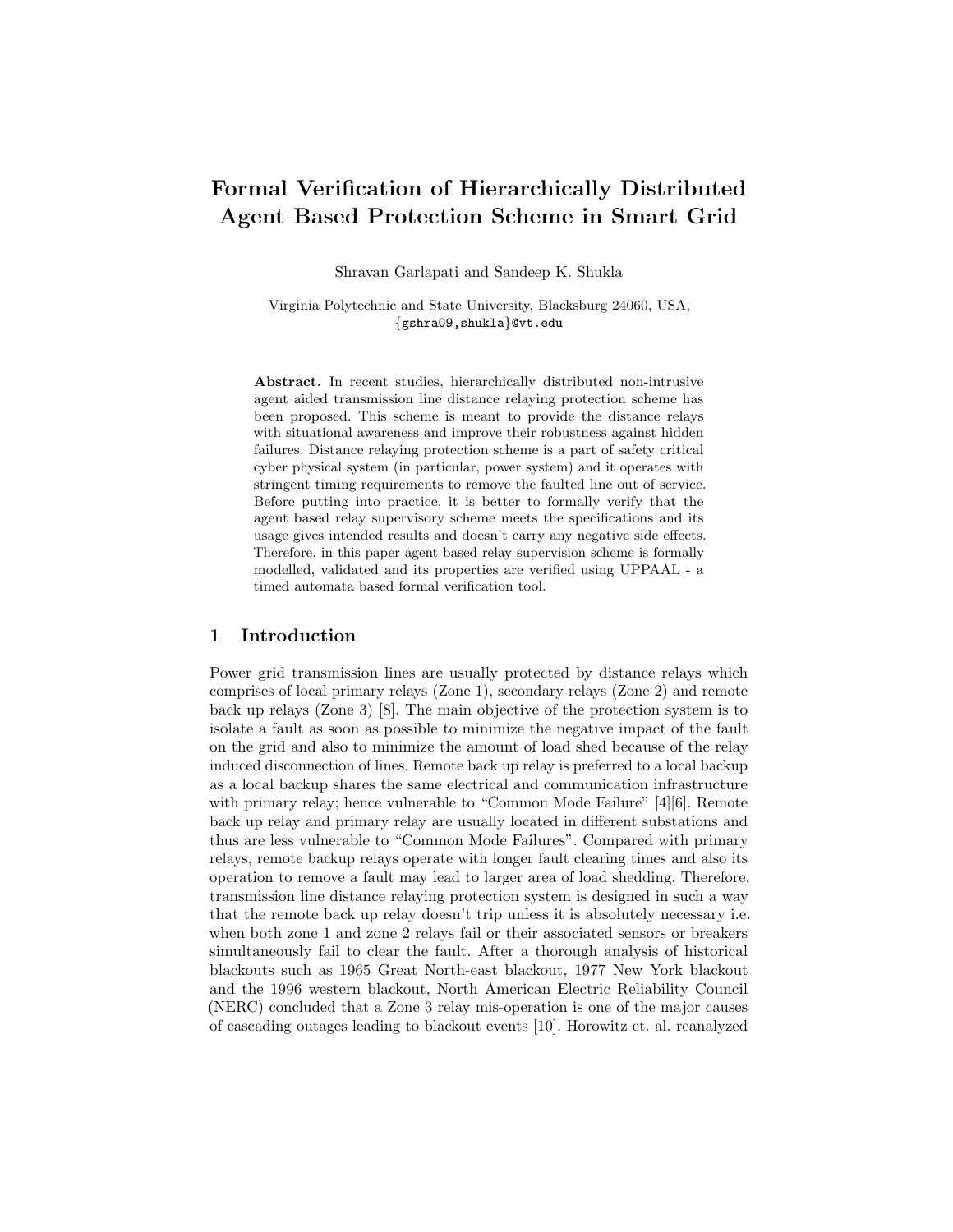# Formal Verification of Hierarchically Distributed Agent Based Protection Scheme in Smart Grid

Shravan Garlapati and Sandeep K. Shukla

Virginia Polytechnic and State University, Blacksburg 24060, USA,
{gshra09,shukla}@vt.edu

**Abstract.** In recent studies, hierarchically distributed non-intrusive agent aided transmission line distance relaying protection scheme has been proposed. This scheme is meant to provide the distance relays with situational awareness and improve their robustness against hidden failures. Distance relaying protection scheme is a part of safety critical cyber physical system (in particular, power system) and it operates with stringent timing requirements to remove the faulted line out of service. Before putting into practice, it is better to formally verify that the agent based relay supervisory scheme meets the specifications and its usage gives intended results and doesn't carry any negative side effects. Therefore, in this paper agent based relay supervision scheme is formally modelled, validated and its properties are verified using UPPAAL - a timed automata based formal verification tool.

## 1 Introduction

Power grid transmission lines are usually protected by distance relays which comprises of local primary relays (Zone 1), secondary relays (Zone 2) and remote back up relays (Zone 3) [8]. The main objective of the protection system is to isolate a fault as soon as possible to minimize the negative impact of the fault on the grid and also to minimize the amount of load shed because of the relay induced disconnection of lines. Remote back up relay is preferred to a local backup as a local backup shares the same electrical and communication infrastructure with primary relay; hence vulnerable to "Common Mode Failure" [4][6]. Remote back up relay and primary relay are usually located in different substations and thus are less vulnerable to "Common Mode Failures". Compared with primary relays, remote backup relays operate with longer fault clearing times and also its operation to remove a fault may lead to larger area of load shedding. Therefore, transmission line distance relaying protection system is designed in such a way that the remote back up relay doesn't trip unless it is absolutely necessary i.e. when both zone 1 and zone 2 relays fail or their associated sensors or breakers simultaneously fail to clear the fault. After a thorough analysis of historical blackouts such as 1965 Great North-east blackout, 1977 New York blackout and the 1996 western blackout, North American Electric Reliability Council (NERC) concluded that a Zone 3 relay mis-operation is one of the major causes of cascading outages leading to blackout events [10]. Horowitz et. al. reanalyzed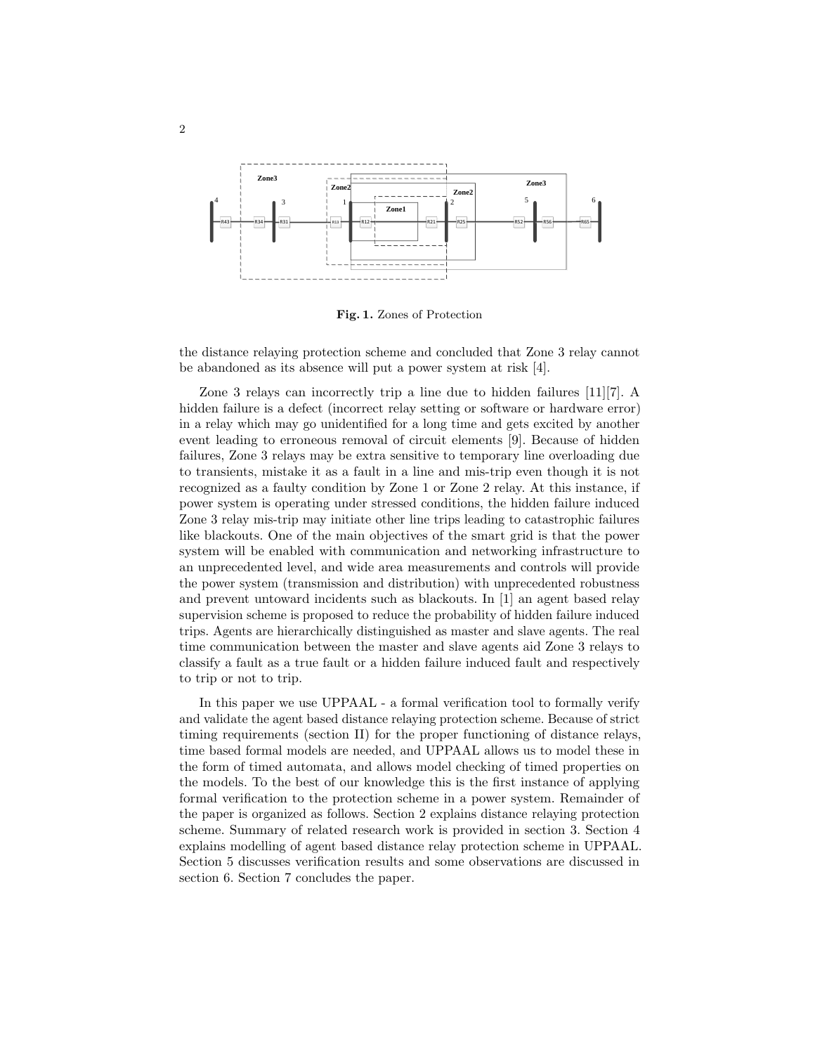**Fig. 1.** Zones of Protection

the distance relaying protection scheme and concluded that Zone 3 relay cannot be abandoned as its absence will put a power system at risk [4].

Zone 3 relays can incorrectly trip a line due to hidden failures [11][7]. A hidden failure is a defect (incorrect relay setting or software or hardware error) in a relay which may go unidentified for a long time and gets excited by another event leading to erroneous removal of circuit elements [9]. Because of hidden failures, Zone 3 relays may be extra sensitive to temporary line overloading due to transients, mistake it as a fault in a line and mis-trip even though it is not recognized as a faulty condition by Zone 1 or Zone 2 relay. At this instance, if power system is operating under stressed conditions, the hidden failure induced Zone 3 relay mis-trip may initiate other line trips leading to catastrophic failures like blackouts. One of the main objectives of the smart grid is that the power system will be enabled with communication and networking infrastructure to an unprecedented level, and wide area measurements and controls will provide the power system (transmission and distribution) with unprecedented robustness and prevent untoward incidents such as blackouts. In [1] an agent based relay supervision scheme is proposed to reduce the probability of hidden failure induced trips. Agents are hierarchically distinguished as master and slave agents. The real time communication between the master and slave agents aid Zone 3 relays to classify a fault as a true fault or a hidden failure induced fault and respectively to trip or not to trip.

In this paper we use UPPAAL - a formal verification tool to formally verify and validate the agent based distance relaying protection scheme. Because of strict timing requirements (section II) for the proper functioning of distance relays, time based formal models are needed, and UPPAAL allows us to model these in the form of timed automata, and allows model checking of timed properties on the models. To the best of our knowledge this is the first instance of applying formal verification to the protection scheme in a power system. Remainder of the paper is organized as follows. Section 2 explains distance relaying protection scheme. Summary of related research work is provided in section 3. Section 4 explains modelling of agent based distance relay protection scheme in UPPAAL. Section 5 discusses verification results and some observations are discussed in section 6. Section 7 concludes the paper.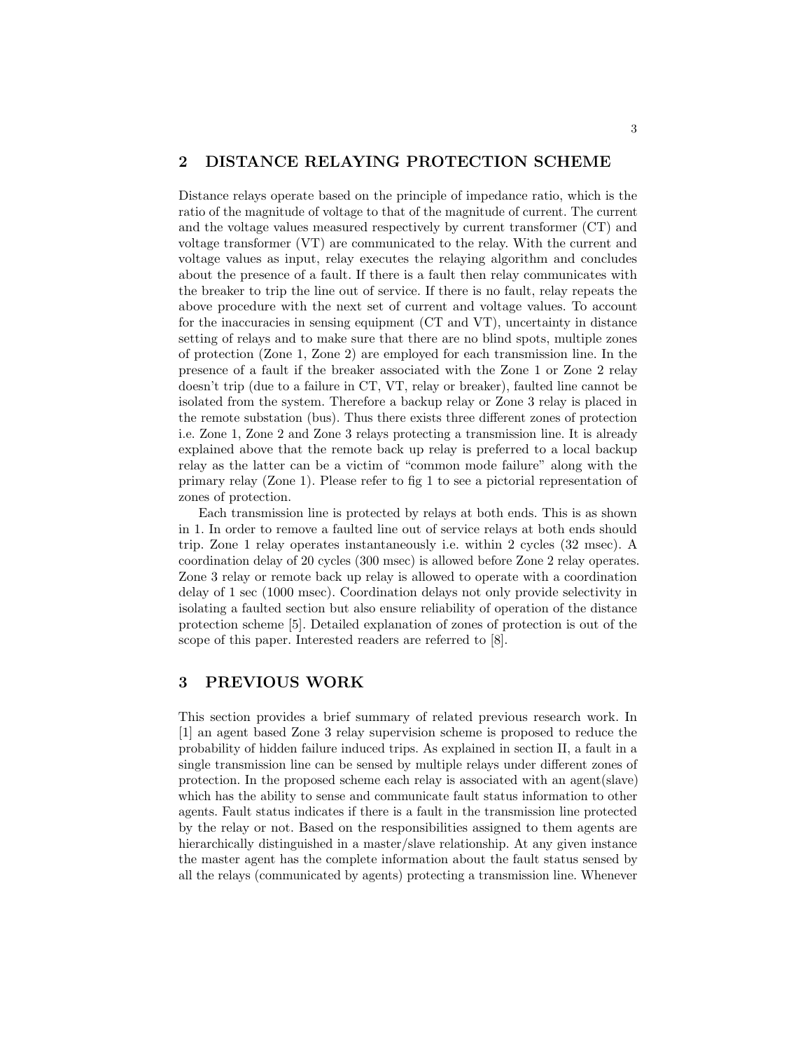## 2 DISTANCE RELAYING PROTECTION SCHEME

Distance relays operate based on the principle of impedance ratio, which is the ratio of the magnitude of voltage to that of the magnitude of current. The current and the voltage values measured respectively by current transformer (CT) and voltage transformer (VT) are communicated to the relay. With the current and voltage values as input, relay executes the relaying algorithm and concludes about the presence of a fault. If there is a fault then relay communicates with the breaker to trip the line out of service. If there is no fault, relay repeats the above procedure with the next set of current and voltage values. To account for the inaccuracies in sensing equipment (CT and VT), uncertainty in distance setting of relays and to make sure that there are no blind spots, multiple zones of protection (Zone 1, Zone 2) are employed for each transmission line. In the presence of a fault if the breaker associated with the Zone 1 or Zone 2 relay doesn't trip (due to a failure in CT, VT, relay or breaker), faulted line cannot be isolated from the system. Therefore a backup relay or Zone 3 relay is placed in the remote substation (bus). Thus there exists three different zones of protection i.e. Zone 1, Zone 2 and Zone 3 relays protecting a transmission line. It is already explained above that the remote back up relay is preferred to a local backup relay as the latter can be a victim of "common mode failure" along with the primary relay (Zone 1). Please refer to fig 1 to see a pictorial representation of zones of protection.

Each transmission line is protected by relays at both ends. This is as shown in 1. In order to remove a faulted line out of service relays at both ends should trip. Zone 1 relay operates instantaneously i.e. within 2 cycles (32 msec). A coordination delay of 20 cycles (300 msec) is allowed before Zone 2 relay operates. Zone 3 relay or remote back up relay is allowed to operate with a coordination delay of 1 sec (1000 msec). Coordination delays not only provide selectivity in isolating a faulted section but also ensure reliability of operation of the distance protection scheme [5]. Detailed explanation of zones of protection is out of the scope of this paper. Interested readers are referred to [8].

## 3 PREVIOUS WORK

This section provides a brief summary of related previous research work. In [1] an agent based Zone 3 relay supervision scheme is proposed to reduce the probability of hidden failure induced trips. As explained in section II, a fault in a single transmission line can be sensed by multiple relays under different zones of protection. In the proposed scheme each relay is associated with an agent(slave) which has the ability to sense and communicate fault status information to other agents. Fault status indicates if there is a fault in the transmission line protected by the relay or not. Based on the responsibilities assigned to them agents are hierarchically distinguished in a master/slave relationship. At any given instance the master agent has the complete information about the fault status sensed by all the relays (communicated by agents) protecting a transmission line. Whenever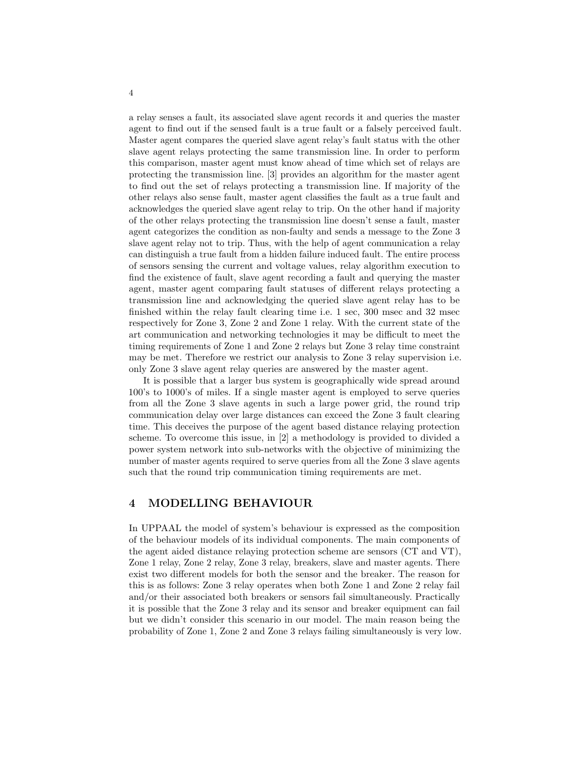a relay senses a fault, its associated slave agent records it and queries the master agent to find out if the sensed fault is a true fault or a falsely perceived fault. Master agent compares the queried slave agent relay's fault status with the other slave agent relays protecting the same transmission line. In order to perform this comparison, master agent must know ahead of time which set of relays are protecting the transmission line. [3] provides an algorithm for the master agent to find out the set of relays protecting a transmission line. If majority of the other relays also sense fault, master agent classifies the fault as a true fault and acknowledges the queried slave agent relay to trip. On the other hand if majority of the other relays protecting the transmission line doesn't sense a fault, master agent categorizes the condition as non-faulty and sends a message to the Zone 3 slave agent relay not to trip. Thus, with the help of agent communication a relay can distinguish a true fault from a hidden failure induced fault. The entire process of sensors sensing the current and voltage values, relay algorithm execution to find the existence of fault, slave agent recording a fault and querying the master agent, master agent comparing fault statuses of different relays protecting a transmission line and acknowledging the queried slave agent relay has to be finished within the relay fault clearing time i.e. 1 sec, 300 msec and 32 msec respectively for Zone 3, Zone 2 and Zone 1 relay. With the current state of the art communication and networking technologies it may be difficult to meet the timing requirements of Zone 1 and Zone 2 relays but Zone 3 relay time constraint may be met. Therefore we restrict our analysis to Zone 3 relay supervision i.e. only Zone 3 slave agent relay queries are answered by the master agent.

It is possible that a larger bus system is geographically wide spread around 100's to 1000's of miles. If a single master agent is employed to serve queries from all the Zone 3 slave agents in such a large power grid, the round trip communication delay over large distances can exceed the Zone 3 fault clearing time. This deceives the purpose of the agent based distance relaying protection scheme. To overcome this issue, in [2] a methodology is provided to divided a power system network into sub-networks with the objective of minimizing the number of master agents required to serve queries from all the Zone 3 slave agents such that the round trip communication timing requirements are met.

## 4 MODELLING BEHAVIOUR

In UPPAAL the model of system's behaviour is expressed as the composition of the behaviour models of its individual components. The main components of the agent aided distance relaying protection scheme are sensors (CT and VT), Zone 1 relay, Zone 2 relay, Zone 3 relay, breakers, slave and master agents. There exist two different models for both the sensor and the breaker. The reason for this is as follows: Zone 3 relay operates when both Zone 1 and Zone 2 relay fail and/or their associated both breakers or sensors fail simultaneously. Practically it is possible that the Zone 3 relay and its sensor and breaker equipment can fail but we didn't consider this scenario in our model. The main reason being the probability of Zone 1, Zone 2 and Zone 3 relays failing simultaneously is very low.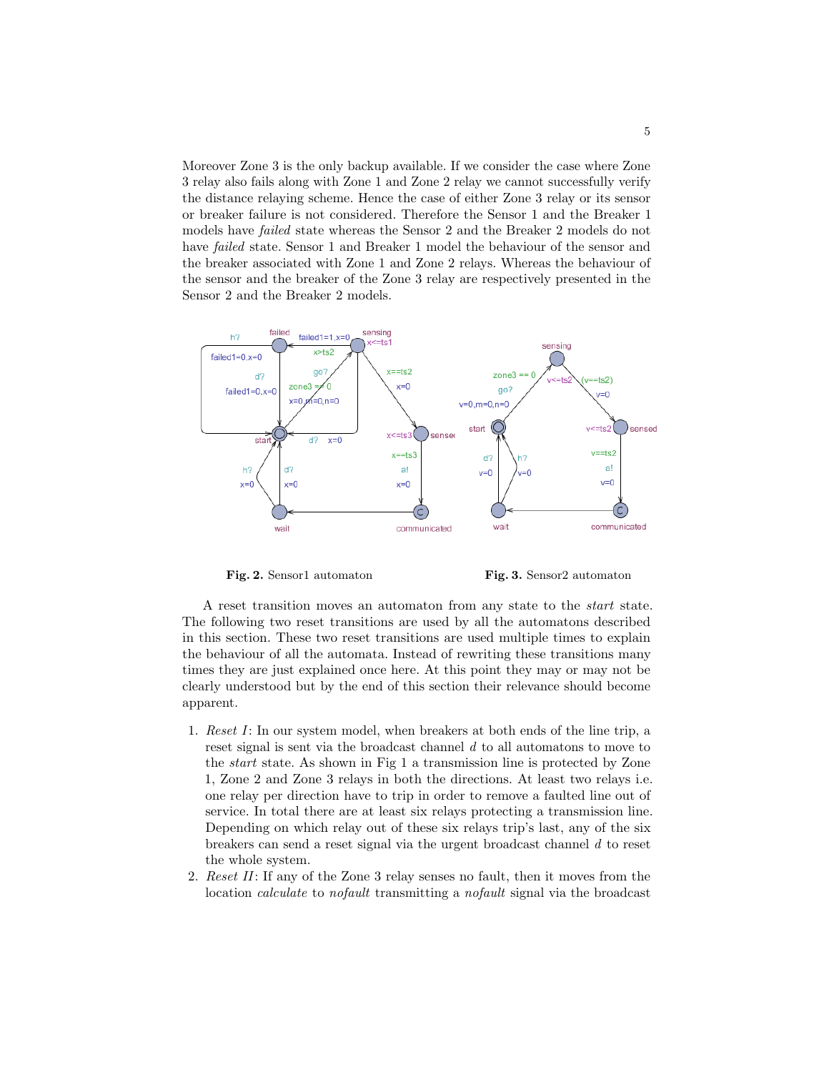Moreover Zone 3 is the only backup available. If we consider the case where Zone 3 relay also fails along with Zone 1 and Zone 2 relay we cannot successfully verify the distance relaying scheme. Hence the case of either Zone 3 relay or its sensor or breaker failure is not considered. Therefore the Sensor 1 and the Breaker 1 models have *failed* state whereas the Sensor 2 and the Breaker 2 models do not have *failed* state. Sensor 1 and Breaker 1 model the behaviour of the sensor and the breaker associated with Zone 1 and Zone 2 relays. Whereas the behaviour of the sensor and the breaker of the Zone 3 relay are respectively presented in the Sensor 2 and the Breaker 2 models.

**Fig. 2.** Sensor1 automaton

**Fig. 3.** Sensor2 automaton

A reset transition moves an automaton from any state to the *start* state. The following two reset transitions are used by all the automatons described in this section. These two reset transitions are used multiple times to explain the behaviour of all the automata. Instead of rewriting these transitions many times they are just explained once here. At this point they may or may not be clearly understood but by the end of this section their relevance should become apparent.

1. *Reset I*: In our system model, when breakers at both ends of the line trip, a reset signal is sent via the broadcast channel $d$ to all automatons to move to the *start* state. As shown in Fig 1 a transmission line is protected by Zone 1, Zone 2 and Zone 3 relays in both the directions. At least two relays i.e. one relay per direction have to trip in order to remove a faulted line out of service. In total there are at least six relays protecting a transmission line. Depending on which relay out of these six relays trip's last, any of the six breakers can send a reset signal via the urgent broadcast channel $d$ to reset the whole system.
2. *Reset II*: If any of the Zone 3 relay senses no fault, then it moves from the location *calculate* to *nofault* transmitting a *nofault* signal via the broadcast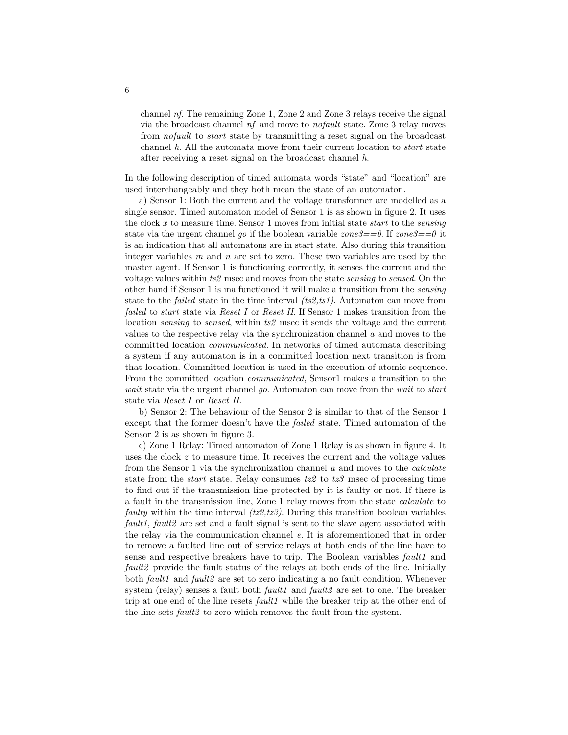channel *nf*. The remaining Zone 1, Zone 2 and Zone 3 relays receive the signal via the broadcast channel *nf* and move to *nofault* state. Zone 3 relay moves from *nofault* to *start* state by transmitting a reset signal on the broadcast channel *h*. All the automata move from their current location to *start* state after receiving a reset signal on the broadcast channel *h*.

In the following description of timed automata words "state" and "location" are used interchangeably and they both mean the state of an automaton.

a) Sensor 1: Both the current and the voltage transformer are modelled as a single sensor. Timed automaton model of Sensor 1 is as shown in figure 2. It uses the clock $x$ to measure time. Sensor 1 moves from initial state *start* to the *sensing* state via the urgent channel *go* if the boolean variable *zone3==0*. If *zone3==0* it is an indication that all automatons are in start state. Also during this transition integer variables $m$ and $n$ are set to zero. These two variables are used by the master agent. If Sensor 1 is functioning correctly, it senses the current and the voltage values within *ts2* msec and moves from the state *sensing* to *sensed*. On the other hand if Sensor 1 is malfunctioned it will make a transition from the *sensing* state to the *failed* state in the time interval *(ts2,ts1)*. Automaton can move from *failed* to *start* state via *Reset I* or *Reset II*. If Sensor 1 makes transition from the location *sensing* to *sensed*, within *ts2* msec it sends the voltage and the current values to the respective relay via the synchronization channel $a$ and moves to the committed location *communicated*. In networks of timed automata describing a system if any automaton is in a committed location next transition is from that location. Committed location is used in the execution of atomic sequence. From the committed location *communicated*, Sensor1 makes a transition to the *wait* state via the urgent channel *go*. Automaton can move from the *wait* to *start* state via *Reset I* or *Reset II*.

b) Sensor 2: The behaviour of the Sensor 2 is similar to that of the Sensor 1 except that the former doesn't have the *failed* state. Timed automaton of the Sensor 2 is as shown in figure 3.

c) Zone 1 Relay: Timed automaton of Zone 1 Relay is as shown in figure 4. It uses the clock $z$ to measure time. It receives the current and the voltage values from the Sensor 1 via the synchronization channel $a$ and moves to the *calculate* state from the *start* state. Relay consumes *tz2* to *tz3* msec of processing time to find out if the transmission line protected by it is faulty or not. If there is a fault in the transmission line, Zone 1 relay moves from the state *calculate* to *faulty* within the time interval *(tz2,tz3)*. During this transition boolean variables *fault1, fault2* are set and a fault signal is sent to the slave agent associated with the relay via the communication channel $e$. It is aforementioned that in order to remove a faulted line out of service relays at both ends of the line have to sense and respective breakers have to trip. The Boolean variables *fault1* and *fault2* provide the fault status of the relays at both ends of the line. Initially both *fault1* and *fault2* are set to zero indicating a no fault condition. Whenever system (relay) senses a fault both *fault1* and *fault2* are set to one. The breaker trip at one end of the line resets *fault1* while the breaker trip at the other end of the line sets *fault2* to zero which removes the fault from the system.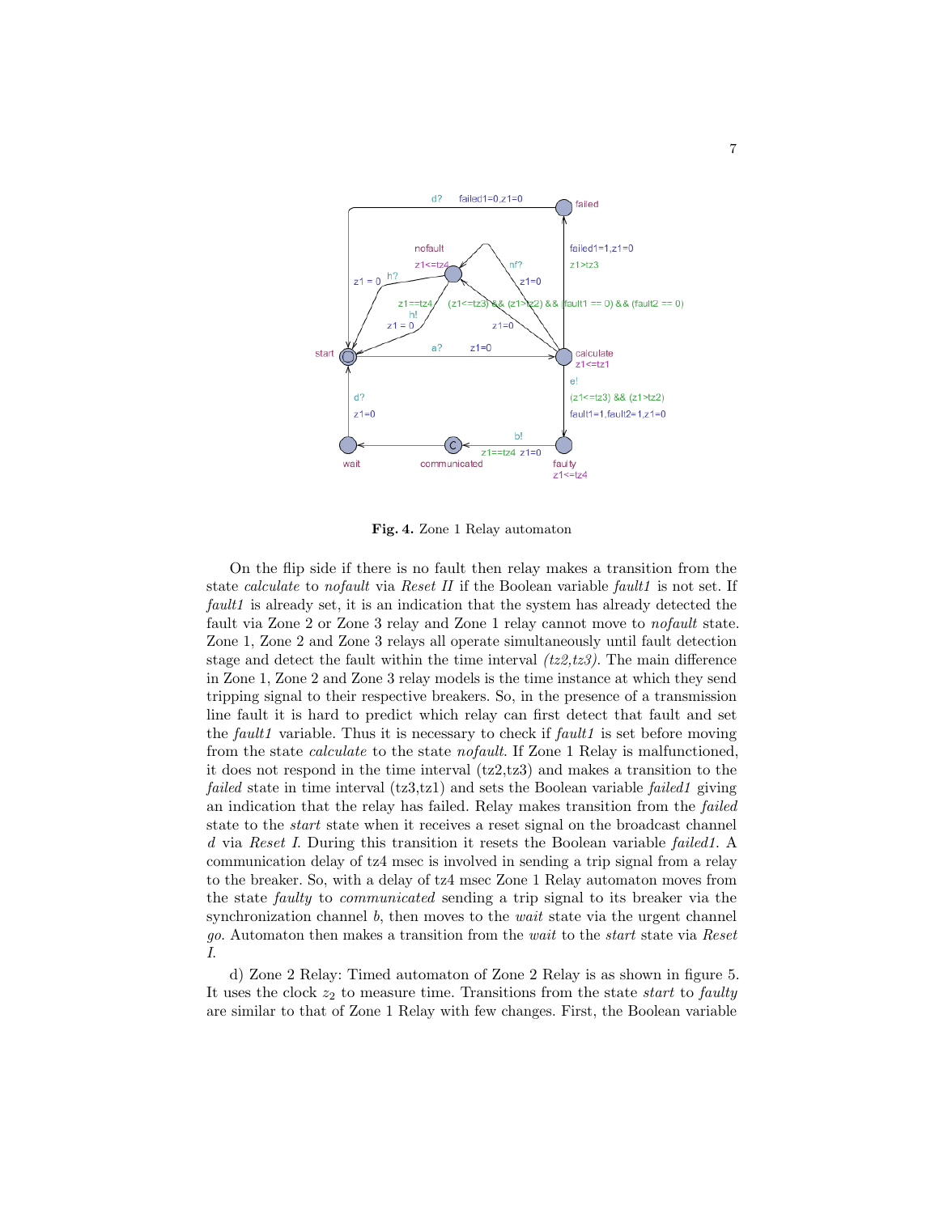**Fig. 4.** Zone 1 Relay automaton

On the flip side if there is no fault then relay makes a transition from the state *calculate* to *nofault* via *Reset II* if the Boolean variable *fault1* is not set. If *fault1* is already set, it is an indication that the system has already detected the fault via Zone 2 or Zone 3 relay and Zone 1 relay cannot move to *nofault* state. Zone 1, Zone 2 and Zone 3 relays all operate simultaneously until fault detection stage and detect the fault within the time interval *(tz2,tz3)*. The main difference in Zone 1, Zone 2 and Zone 3 relay models is the time instance at which they send tripping signal to their respective breakers. So, in the presence of a transmission line fault it is hard to predict which relay can first detect that fault and set the *fault1* variable. Thus it is necessary to check if *fault1* is set before moving from the state *calculate* to the state *nofault*. If Zone 1 Relay is malfunctioned, it does not respond in the time interval (tz2,tz3) and makes a transition to the *failed* state in time interval (tz3,tz1) and sets the Boolean variable *failed1* giving an indication that the relay has failed. Relay makes transition from the *failed* state to the *start* state when it receives a reset signal on the broadcast channel *d* via *Reset I*. During this transition it resets the Boolean variable *failed1*. A communication delay of tz4 msec is involved in sending a trip signal from a relay to the breaker. So, with a delay of tz4 msec Zone 1 Relay automaton moves from the state *faulty* to *communicated* sending a trip signal to its breaker via the synchronization channel *b*, then moves to the *wait* state via the urgent channel *go*. Automaton then makes a transition from the *wait* to the *start* state via *Reset I*.

d) Zone 2 Relay: Timed automaton of Zone 2 Relay is as shown in figure 5. It uses the clock $z_2$ to measure time. Transitions from the state *start* to *faulty* are similar to that of Zone 1 Relay with few changes. First, the Boolean variable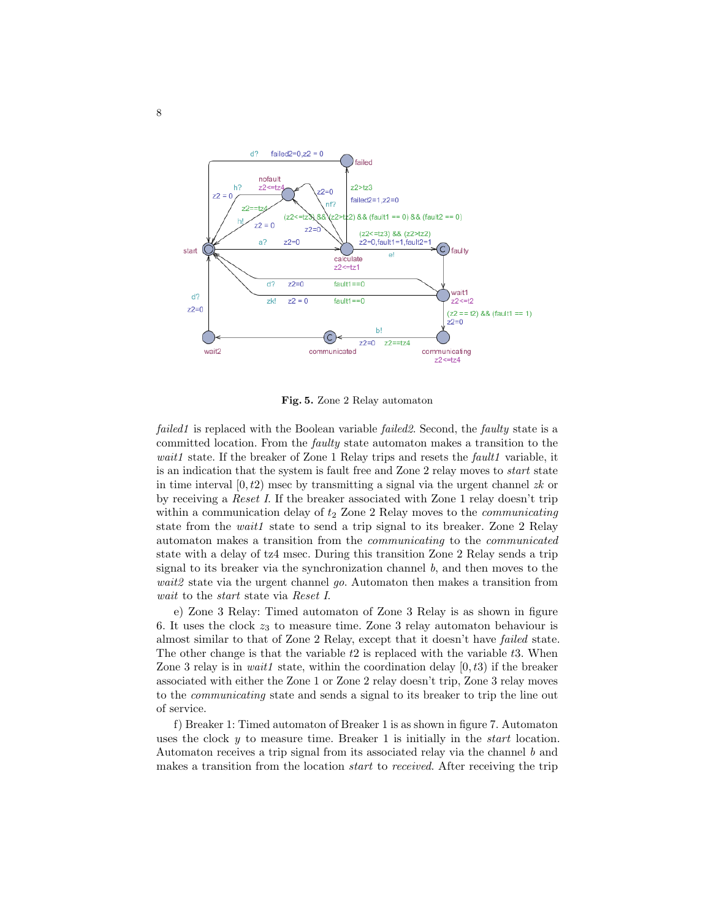**Fig. 5.** Zone 2 Relay automaton

*failed1* is replaced with the Boolean variable *failed2*. Second, the *faulty* state is a committed location. From the *faulty* state automaton makes a transition to the *wait1* state. If the breaker of Zone 1 Relay trips and resets the *fault1* variable, it is an indication that the system is fault free and Zone 2 relay moves to *start* state in time interval $[0, t2)$ msec by transmitting a signal via the urgent channel *zk* or by receiving a *Reset I*. If the breaker associated with Zone 1 relay doesn't trip within a communication delay of $t_2$ Zone 2 Relay moves to the *communicating* state from the *wait1* state to send a trip signal to its breaker. Zone 2 Relay automaton makes a transition from the *communicating* to the *communicated* state with a delay of tz4 msec. During this transition Zone 2 Relay sends a trip signal to its breaker via the synchronization channel *b*, and then moves to the *wait2* state via the urgent channel *go*. Automaton then makes a transition from *wait* to the *start* state via *Reset I*.

e) Zone 3 Relay: Timed automaton of Zone 3 Relay is as shown in figure 6. It uses the clock $z_3$ to measure time. Zone 3 relay automaton behaviour is almost similar to that of Zone 2 Relay, except that it doesn't have *failed* state. The other change is that the variable $t2$ is replaced with the variable $t3$. When Zone 3 relay is in *wait1* state, within the coordination delay $[0, t3)$ if the breaker associated with either the Zone 1 or Zone 2 relay doesn't trip, Zone 3 relay moves to the *communicating* state and sends a signal to its breaker to trip the line out of service.

f) Breaker 1: Timed automaton of Breaker 1 is as shown in figure 7. Automaton uses the clock $y$ to measure time. Breaker 1 is initially in the *start* location. Automaton receives a trip signal from its associated relay via the channel *b* and makes a transition from the location *start* to *received*. After receiving the trip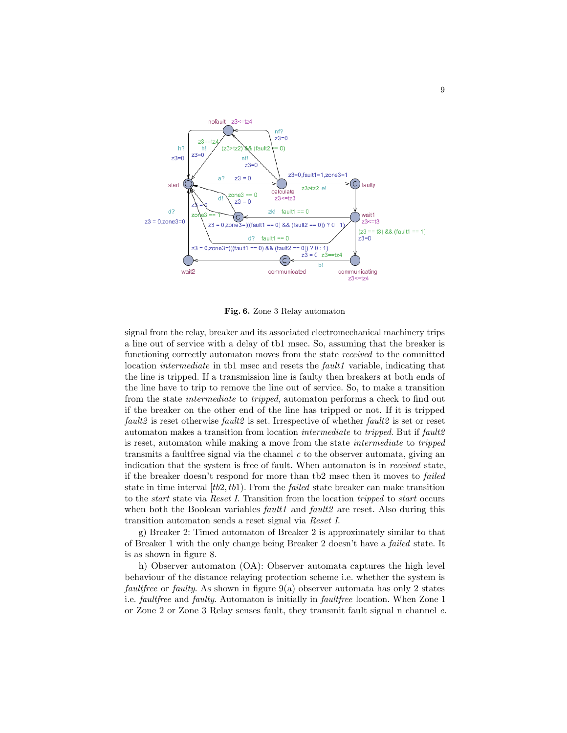**Fig. 6.** Zone 3 Relay automaton

signal from the relay, breaker and its associated electromechanical machinery trips a line out of service with a delay of tb1 msec. So, assuming that the breaker is functioning correctly automaton moves from the state *received* to the committed location *intermediate* in tb1 msec and resets the *fault1* variable, indicating that the line is tripped. If a transmission line is faulty then breakers at both ends of the line have to trip to remove the line out of service. So, to make a transition from the state *intermediate* to *tripped*, automaton performs a check to find out if the breaker on the other end of the line has tripped or not. If it is tripped *fault2* is reset otherwise *fault2* is set. Irrespective of whether *fault2* is set or reset automaton makes a transition from location *intermediate* to *tripped*. But if *fault2* is reset, automaton while making a move from the state *intermediate* to *tripped* transmits a faultfree signal via the channel $c$ to the observer automata, giving an indication that the system is free of fault. When automaton is in *received* state, if the breaker doesn't respond for more than tb2 msec then it moves to *failed* state in time interval $[tb2, tb1)$. From the *failed* state breaker can make transition to the *start* state via *Reset I*. Transition from the location *tripped* to *start* occurs when both the Boolean variables *fault1* and *fault2* are reset. Also during this transition automaton sends a reset signal via *Reset I*.

g) Breaker 2: Timed automaton of Breaker 2 is approximately similar to that of Breaker 1 with the only change being Breaker 2 doesn't have a *failed* state. It is as shown in figure 8.

h) Observer automaton (OA): Observer automata captures the high level behaviour of the distance relaying protection scheme i.e. whether the system is *faultfree* or *faulty*. As shown in figure 9(a) observer automata has only 2 states i.e. *faultfree* and *faulty*. Automaton is initially in *faultfree* location. When Zone 1 or Zone 2 or Zone 3 Relay senses fault, they transmit fault signal n channel $e$.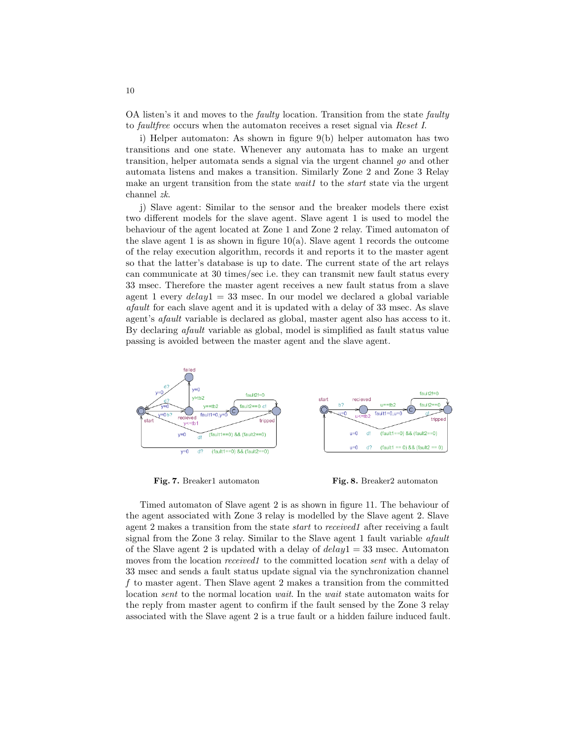OA listen's it and moves to the *faulty* location. Transition from the state *faulty* to *faultfree* occurs when the automaton receives a reset signal via *Reset I*.

i) Helper automaton: As shown in figure 9(b) helper automaton has two transitions and one state. Whenever any automata has to make an urgent transition, helper automata sends a signal via the urgent channel *go* and other automata listens and makes a transition. Similarly Zone 2 and Zone 3 Relay make an urgent transition from the state *wait1* to the *start* state via the urgent channel *zk*.

j) Slave agent: Similar to the sensor and the breaker models there exist two different models for the slave agent. Slave agent 1 is used to model the behaviour of the agent located at Zone 1 and Zone 2 relay. Timed automaton of the slave agent 1 is as shown in figure 10(a). Slave agent 1 records the outcome of the relay execution algorithm, records it and reports it to the master agent so that the latter's database is up to date. The current state of the art relays can communicate at 30 times/sec i.e. they can transmit new fault status every 33 msec. Therefore the master agent receives a new fault status from a slave agent 1 every $delay1$ = 33 msec. In our model we declared a global variable *afault* for each slave agent and it is updated with a delay of 33 msec. As slave agent's *afault* variable is declared as global, master agent also has access to it. By declaring *afault* variable as global, model is simplified as fault status value passing is avoided between the master agent and the slave agent.

**Fig. 7.** Breaker1 automaton

**Fig. 8.** Breaker2 automaton

Timed automaton of Slave agent 2 is as shown in figure 11. The behaviour of the agent associated with Zone 3 relay is modelled by the Slave agent 2. Slave agent 2 makes a transition from the state *start* to *received1* after receiving a fault signal from the Zone 3 relay. Similar to the Slave agent 1 fault variable *afault* of the Slave agent 2 is updated with a delay of $delay1$ = 33 msec. Automaton moves from the location *received1* to the committed location *sent* with a delay of 33 msec and sends a fault status update signal via the synchronization channel *f* to master agent. Then Slave agent 2 makes a transition from the committed location *sent* to the normal location *wait*. In the *wait* state automaton waits for the reply from master agent to confirm if the fault sensed by the Zone 3 relay associated with the Slave agent 2 is a true fault or a hidden failure induced fault.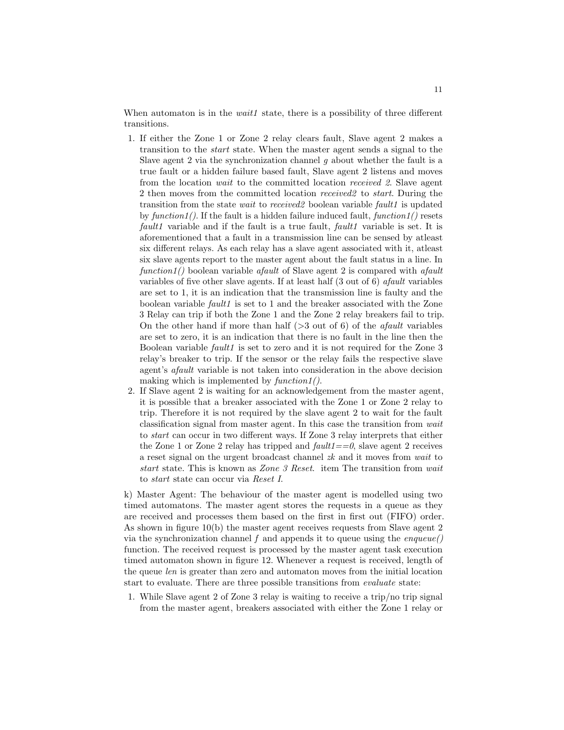When automaton is in the *wait1* state, there is a possibility of three different transitions.

1. If either the Zone 1 or Zone 2 relay clears fault, Slave agent 2 makes a transition to the *start* state. When the master agent sends a signal to the Slave agent 2 via the synchronization channel *g* about whether the fault is a true fault or a hidden failure based fault, Slave agent 2 listens and moves from the location *wait* to the committed location *received 2*. Slave agent 2 then moves from the committed location *received2* to *start*. During the transition from the state *wait* to *received2* boolean variable *fault1* is updated by *function1()*. If the fault is a hidden failure induced fault, *function1()* resets *fault1* variable and if the fault is a true fault, *fault1* variable is set. It is aforementioned that a fault in a transmission line can be sensed by atleast six different relays. As each relay has a slave agent associated with it, atleast six slave agents report to the master agent about the fault status in a line. In *function1()* boolean variable *afault* of Slave agent 2 is compared with *afault* variables of five other slave agents. If at least half (3 out of 6) *afault* variables are set to 1, it is an indication that the transmission line is faulty and the boolean variable *fault1* is set to 1 and the breaker associated with the Zone 3 Relay can trip if both the Zone 1 and the Zone 2 relay breakers fail to trip. On the other hand if more than half (>3 out of 6) of the *afault* variables are set to zero, it is an indication that there is no fault in the line then the Boolean variable *fault1* is set to zero and it is not required for the Zone 3 relay's breaker to trip. If the sensor or the relay fails the respective slave agent's *afault* variable is not taken into consideration in the above decision making which is implemented by *function1()*.
2. If Slave agent 2 is waiting for an acknowledgement from the master agent, it is possible that a breaker associated with the Zone 1 or Zone 2 relay to trip. Therefore it is not required by the slave agent 2 to wait for the fault classification signal from master agent. In this case the transition from *wait* to *start* can occur in two different ways. If Zone 3 relay interprets that either the Zone 1 or Zone 2 relay has tripped and *fault1==0*, slave agent 2 receives a reset signal on the urgent broadcast channel *zk* and it moves from *wait* to *start* state. This is known as *Zone 3 Reset*. item The transition from *wait* to *start* state can occur via *Reset I*.

k) Master Agent: The behaviour of the master agent is modelled using two timed automatons. The master agent stores the requests in a queue as they are received and processes them based on the first in first out (FIFO) order. As shown in figure 10(b) the master agent receives requests from Slave agent 2 via the synchronization channel *f* and appends it to queue using the *enqueue()* function. The received request is processed by the master agent task execution timed automaton shown in figure 12. Whenever a request is received, length of the queue *len* is greater than zero and automaton moves from the initial location start to evaluate. There are three possible transitions from *evaluate* state:

1. While Slave agent 2 of Zone 3 relay is waiting to receive a trip/no trip signal from the master agent, breakers associated with either the Zone 1 relay or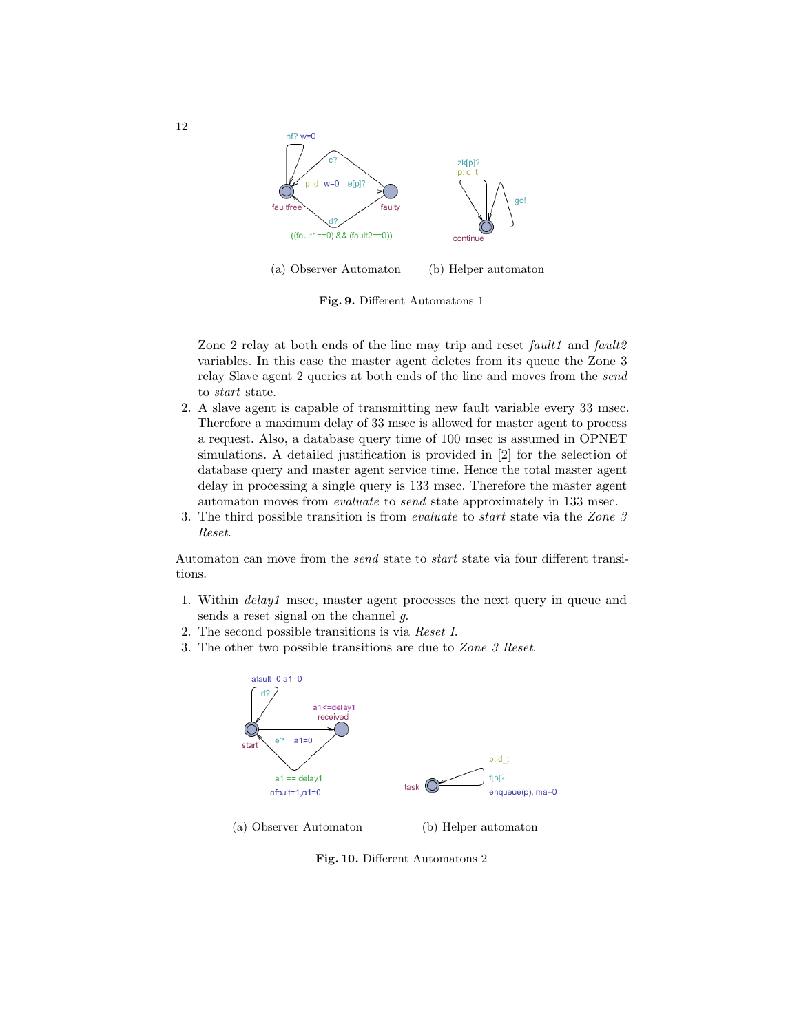(a) Observer Automaton (b) Helper automaton

**Fig. 9.** Different Automatons 1

Zone 2 relay at both ends of the line may trip and reset *fault1* and *fault2* variables. In this case the master agent deletes from its queue the Zone 3 relay Slave agent 2 queries at both ends of the line and moves from the *send* to *start* state.

2. A slave agent is capable of transmitting new fault variable every 33 msec. Therefore a maximum delay of 33 msec is allowed for master agent to process a request. Also, a database query time of 100 msec is assumed in OPNET simulations. A detailed justification is provided in [2] for the selection of database query and master agent service time. Hence the total master agent delay in processing a single query is 133 msec. Therefore the master agent automaton moves from *evaluate* to *send* state approximately in 133 msec.
3. The third possible transition is from *evaluate* to *start* state via the *Zone 3 Reset*.

Automaton can move from the *send* state to *start* state via four different transitions.

1. Within *delay1* msec, master agent processes the next query in queue and sends a reset signal on the channel *g*.
2. The second possible transitions is via *Reset I*.
3. The other two possible transitions are due to *Zone 3 Reset*.

(a) Observer Automaton (b) Helper automaton

**Fig. 10.** Different Automatons 2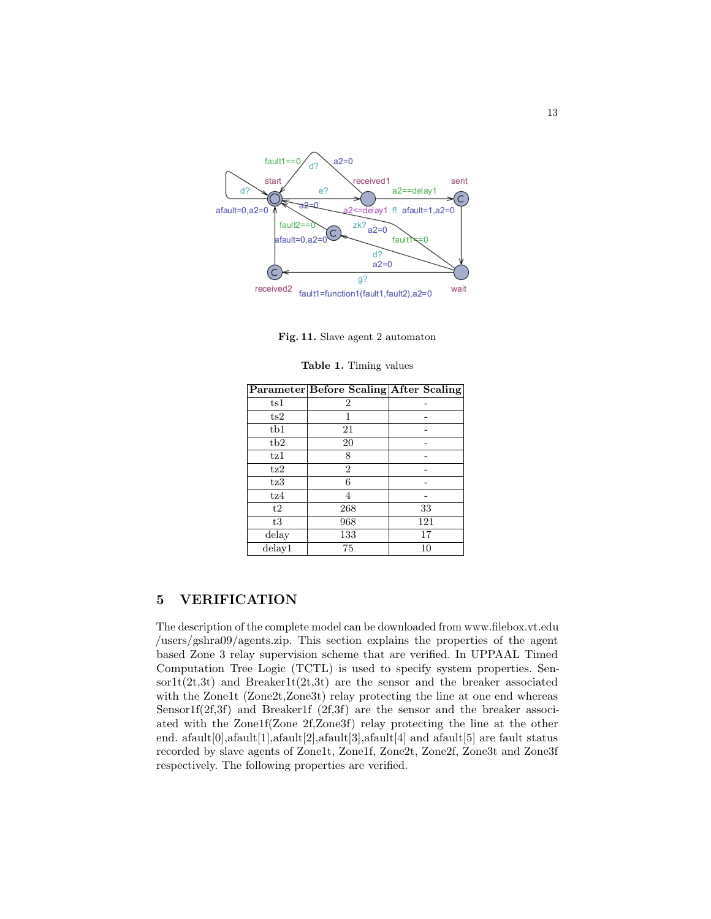Fig. 11. Slave agent 2 automaton

Table 1. Timing values

| Parameter | Before Scaling | After Scaling |
|---|---|---|
| ts1 | 2 | - |
| ts2 | 1 | - |
| tb1 | 21 | - |
| tb2 | 20 | - |
| tz1 | 8 | - |
| tz2 | 2 | - |
| tz3 | 6 | - |
| tz4 | 4 | - |
| t2 | 268 | 33 |
| t3 | 968 | 121 |
| delay | 133 | 17 |
| delay1 | 75 | 10 |

## 5 VERIFICATION

The description of the complete model can be downloaded from www.filebox.vt.edu /users/gshra09/agents.zip. This section explains the properties of the agent based Zone 3 relay supervision scheme that are verified. In UPPAAL Timed Computation Tree Logic (TCTL) is used to specify system properties. Sensor1t(2t,3t) and Breaker1t(2t,3t) are the sensor and the breaker associated with the Zone1t (Zone2t,Zone3t) relay protecting the line at one end whereas Sensor1f(2f,3f) and Breaker1f (2f,3f) are the sensor and the breaker associated with the Zone1f(Zone 2f,Zone3f) relay protecting the line at the other end. afault[0],afault[1],afault[2],afault[3],afault[4] and afault[5] are fault status recorded by slave agents of Zone1t, Zone1f, Zone2t, Zone2f, Zone3t and Zone3f respectively. The following properties are verified.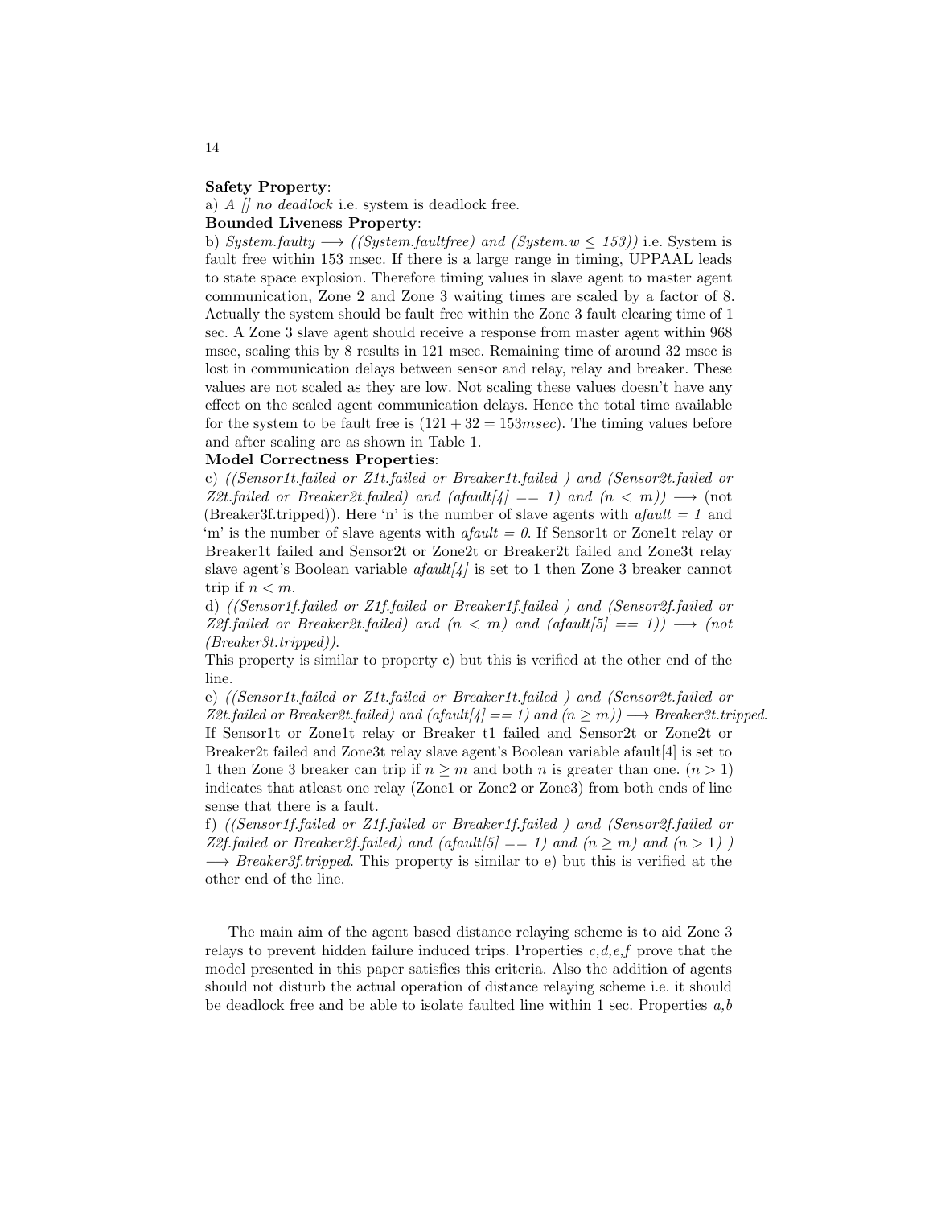**Safety Property**:

a) *A [] no deadlock* i.e. system is deadlock free.

**Bounded Liveness Property**:

b) *System.faulty* $\longrightarrow$ *((System.faultfree) and (System.w* $\leq$ *153))* i.e. System is fault free within 153 msec. If there is a large range in timing, UPPAAL leads to state space explosion. Therefore timing values in slave agent to master agent communication, Zone 2 and Zone 3 waiting times are scaled by a factor of 8. Actually the system should be fault free within the Zone 3 fault clearing time of 1 sec. A Zone 3 slave agent should receive a response from master agent within 968 msec, scaling this by 8 results in 121 msec. Remaining time of around 32 msec is lost in communication delays between sensor and relay, relay and breaker. These values are not scaled as they are low. Not scaling these values doesn't have any effect on the scaled agent communication delays. Hence the total time available for the system to be fault free is $(121 + 32 = 153msec)$. The timing values before and after scaling are as shown in Table 1.

**Model Correctness Properties**:

c) *((Sensor1t.failed or Z1t.failed or Breaker1t.failed ) and (Sensor2t.failed or Z2t.failed or Breaker2t.failed) and (afault[4] == 1) and (n* $<$ *m))* $\longrightarrow$ (not (Breaker3f.tripped)). Here 'n' is the number of slave agents with *afault = 1* and 'm' is the number of slave agents with *afault = 0*. If Sensor1t or Zone1t relay or Breaker1t failed and Sensor2t or Zone2t or Breaker2t failed and Zone3t relay slave agent's Boolean variable *afault[4]* is set to 1 then Zone 3 breaker cannot trip if $n < m$.

d) *((Sensor1f.failed or Z1f.failed or Breaker1f.failed ) and (Sensor2f.failed or Z2f.failed or Breaker2t.failed) and (n* $<$ *m) and (afault[5] == 1))* $\longrightarrow$ *(not (Breaker3t.tripped))*.

This property is similar to property c) but this is verified at the other end of the line.

e) *((Sensor1t.failed or Z1t.failed or Breaker1t.failed ) and (Sensor2t.failed or Z2t.failed or Breaker2t.failed) and (afault[4] == 1) and (n* $\geq$ *m))* $\longrightarrow$ *Breaker3t.tripped*. If Sensor1t or Zone1t relay or Breaker t1 failed and Sensor2t or Zone2t or Breaker2t failed and Zone3t relay slave agent's Boolean variable afault[4] is set to 1 then Zone 3 breaker can trip if $n \geq m$ and both $n$ is greater than one. $(n > 1)$ indicates that atleast one relay (Zone1 or Zone2 or Zone3) from both ends of line sense that there is a fault.

f) *((Sensor1f.failed or Z1f.failed or Breaker1f.failed ) and (Sensor2f.failed or Z2f.failed or Breaker2f.failed) and (afault[5] == 1) and (n* $\geq$ *m) and (n* $>$ *1) )* $\longrightarrow$ *Breaker3f.tripped*. This property is similar to e) but this is verified at the other end of the line.

The main aim of the agent based distance relaying scheme is to aid Zone 3 relays to prevent hidden failure induced trips. Properties *c,d,e,f* prove that the model presented in this paper satisfies this criteria. Also the addition of agents should not disturb the actual operation of distance relaying scheme i.e. it should be deadlock free and be able to isolate faulted line within 1 sec. Properties *a,b*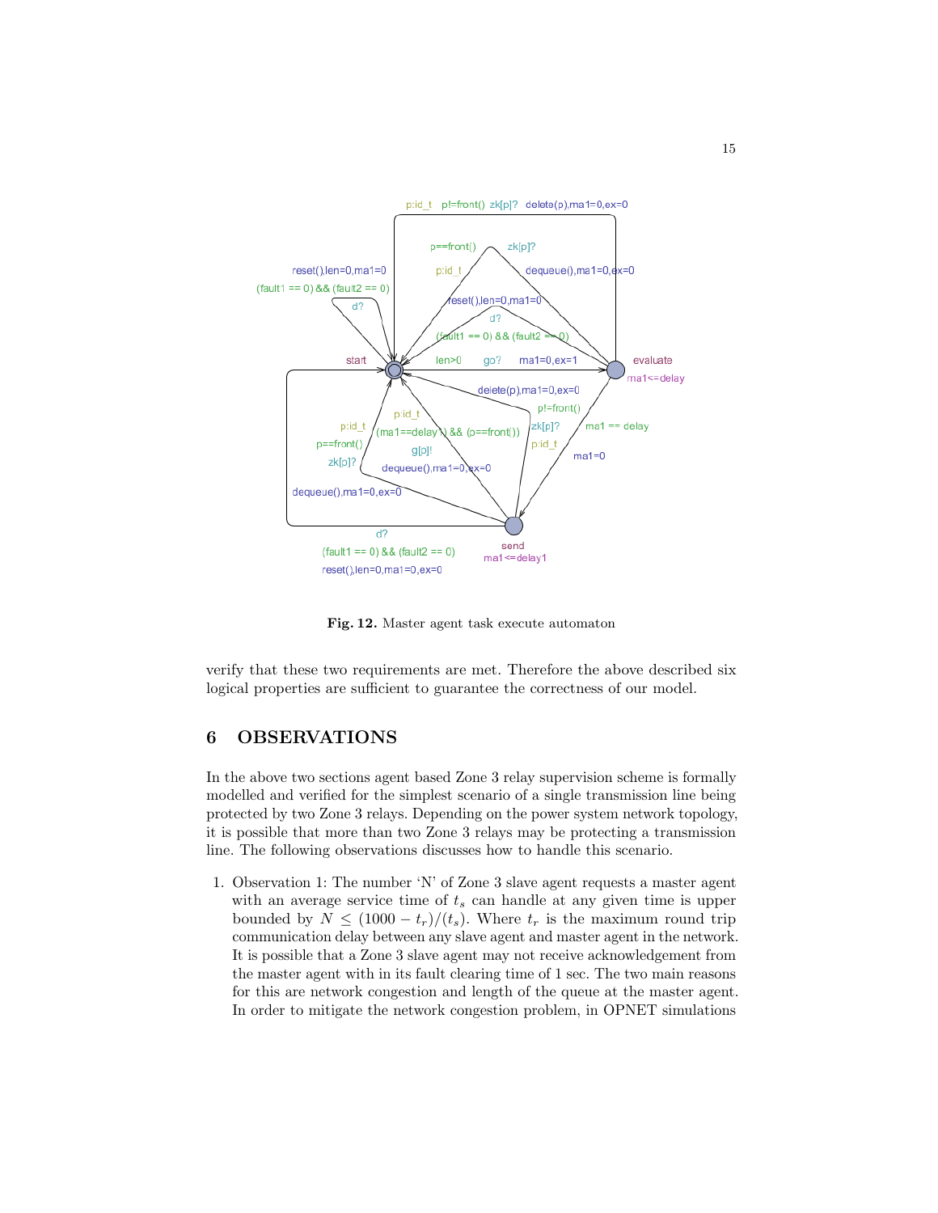**Fig. 12.** Master agent task execute automaton

verify that these two requirements are met. Therefore the above described six logical properties are sufficient to guarantee the correctness of our model.

## 6 OBSERVATIONS

In the above two sections agent based Zone 3 relay supervision scheme is formally modelled and verified for the simplest scenario of a single transmission line being protected by two Zone 3 relays. Depending on the power system network topology, it is possible that more than two Zone 3 relays may be protecting a transmission line. The following observations discusses how to handle this scenario.

1. Observation 1: The number 'N' of Zone 3 slave agent requests a master agent with an average service time of $t_s$ can handle at any given time is upper bounded by $N \leq (1000 - t_r)/(t_s)$. Where $t_r$ is the maximum round trip communication delay between any slave agent and master agent in the network. It is possible that a Zone 3 slave agent may not receive acknowledgement from the master agent with in its fault clearing time of 1 sec. The two main reasons for this are network congestion and length of the queue at the master agent. In order to mitigate the network congestion problem, in OPNET simulations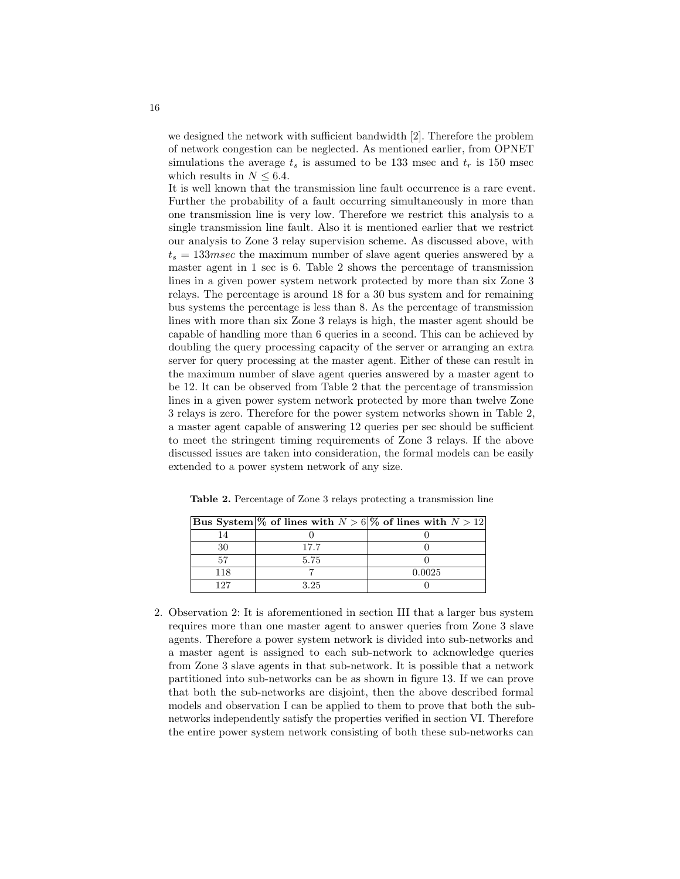we designed the network with sufficient bandwidth [2]. Therefore the problem of network congestion can be neglected. As mentioned earlier, from OPNET simulations the average $t_s$ is assumed to be 133 msec and $t_r$ is 150 msec which results in $N \leq 6.4$.

It is well known that the transmission line fault occurrence is a rare event. Further the probability of a fault occurring simultaneously in more than one transmission line is very low. Therefore we restrict this analysis to a single transmission line fault. Also it is mentioned earlier that we restrict our analysis to Zone 3 relay supervision scheme. As discussed above, with $t_s = 133msec$ the maximum number of slave agent queries answered by a master agent in 1 sec is 6. Table 2 shows the percentage of transmission lines in a given power system network protected by more than six Zone 3 relays. The percentage is around 18 for a 30 bus system and for remaining bus systems the percentage is less than 8. As the percentage of transmission lines with more than six Zone 3 relays is high, the master agent should be capable of handling more than 6 queries in a second. This can be achieved by doubling the query processing capacity of the server or arranging an extra server for query processing at the master agent. Either of these can result in the maximum number of slave agent queries answered by a master agent to be 12. It can be observed from Table 2 that the percentage of transmission lines in a given power system network protected by more than twelve Zone 3 relays is zero. Therefore for the power system networks shown in Table 2, a master agent capable of answering 12 queries per sec should be sufficient to meet the stringent timing requirements of Zone 3 relays. If the above discussed issues are taken into consideration, the formal models can be easily extended to a power system network of any size.

**Table 2.** Percentage of Zone 3 relays protecting a transmission line

| Bus System | % of lines with $N > 6$ | % of lines with $N > 12$ |
|---|---|---|
| 14 | 0 | 0 |
| 30 | 17.7 | 0 |
| 57 | 5.75 | 0 |
| 118 | 7 | 0.0025 |
| 127 | 3.25 | 0 |

2. Observation 2: It is aforementioned in section III that a larger bus system requires more than one master agent to answer queries from Zone 3 slave agents. Therefore a power system network is divided into sub-networks and a master agent is assigned to each sub-network to acknowledge queries from Zone 3 slave agents in that sub-network. It is possible that a network partitioned into sub-networks can be as shown in figure 13. If we can prove that both the sub-networks are disjoint, then the above described formal models and observation I can be applied to them to prove that both the sub-networks independently satisfy the properties verified in section VI. Therefore the entire power system network consisting of both these sub-networks can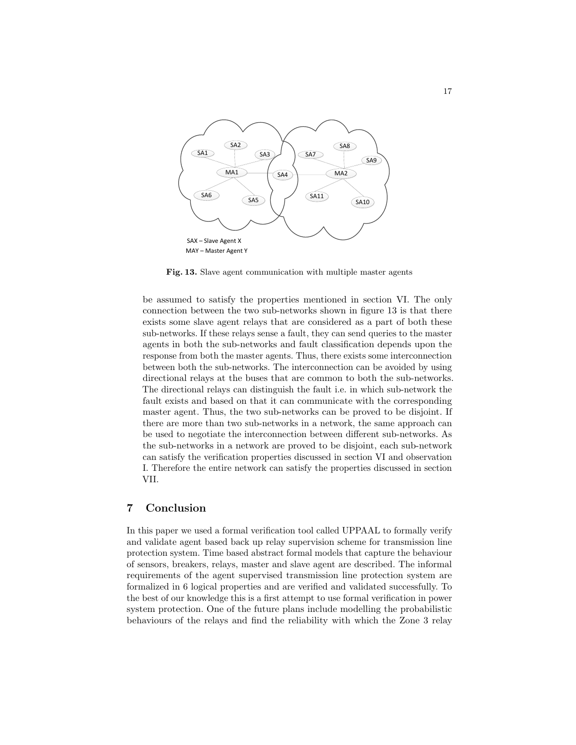SA1 SA2 SA3 MA1 SA4 SA6 SA5 SA7 SA8 SA9 MA2 SA11 SA10

SAX – Slave Agent X
MAY – Master Agent Y

**Fig. 13.** Slave agent communication with multiple master agents

be assumed to satisfy the properties mentioned in section VI. The only connection between the two sub-networks shown in figure 13 is that there exists some slave agent relays that are considered as a part of both these sub-networks. If these relays sense a fault, they can send queries to the master agents in both the sub-networks and fault classification depends upon the response from both the master agents. Thus, there exists some interconnection between both the sub-networks. The interconnection can be avoided by using directional relays at the buses that are common to both the sub-networks. The directional relays can distinguish the fault i.e. in which sub-network the fault exists and based on that it can communicate with the corresponding master agent. Thus, the two sub-networks can be proved to be disjoint. If there are more than two sub-networks in a network, the same approach can be used to negotiate the interconnection between different sub-networks. As the sub-networks in a network are proved to be disjoint, each sub-network can satisfy the verification properties discussed in section VI and observation I. Therefore the entire network can satisfy the properties discussed in section VII.

## 7 Conclusion

In this paper we used a formal verification tool called UPPAAL to formally verify and validate agent based back up relay supervision scheme for transmission line protection system. Time based abstract formal models that capture the behaviour of sensors, breakers, relays, master and slave agent are described. The informal requirements of the agent supervised transmission line protection system are formalized in 6 logical properties and are verified and validated successfully. To the best of our knowledge this is a first attempt to use formal verification in power system protection. One of the future plans include modelling the probabilistic behaviours of the relays and find the reliability with which the Zone 3 relay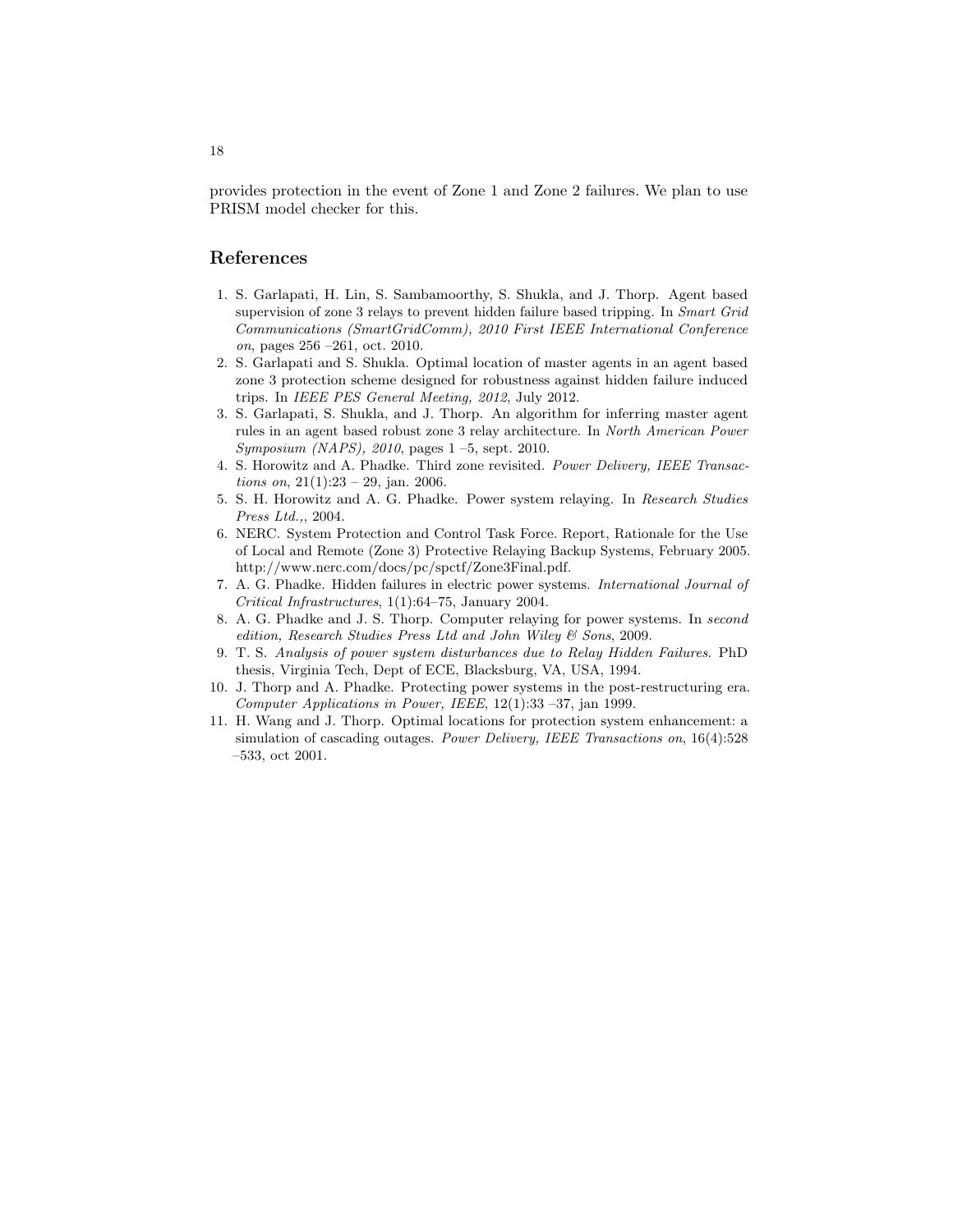provides protection in the event of Zone 1 and Zone 2 failures. We plan to use PRISM model checker for this.

## References

1. S. Garlapati, H. Lin, S. Sambamoorthy, S. Shukla, and J. Thorp. Agent based supervision of zone 3 relays to prevent hidden failure based tripping. In *Smart Grid Communications (SmartGridComm), 2010 First IEEE International Conference on*, pages 256 –261, oct. 2010.
2. S. Garlapati and S. Shukla. Optimal location of master agents in an agent based zone 3 protection scheme designed for robustness against hidden failure induced trips. In *IEEE PES General Meeting, 2012*, July 2012.
3. S. Garlapati, S. Shukla, and J. Thorp. An algorithm for inferring master agent rules in an agent based robust zone 3 relay architecture. In *North American Power Symposium (NAPS), 2010*, pages 1 –5, sept. 2010.
4. S. Horowitz and A. Phadke. Third zone revisited. *Power Delivery, IEEE Transactions on*, 21(1):23 – 29, jan. 2006.
5. S. H. Horowitz and A. G. Phadke. Power system relaying. In *Research Studies Press Ltd.,*, 2004.
6. NERC. System Protection and Control Task Force. Report, Rationale for the Use of Local and Remote (Zone 3) Protective Relaying Backup Systems, February 2005. http://www.nerc.com/docs/pc/spctf/Zone3Final.pdf.
7. A. G. Phadke. Hidden failures in electric power systems. *International Journal of Critical Infrastructures*, 1(1):64–75, January 2004.
8. A. G. Phadke and J. S. Thorp. Computer relaying for power systems. In *second edition, Research Studies Press Ltd and John Wiley & Sons*, 2009.
9. T. S. *Analysis of power system disturbances due to Relay Hidden Failures*. PhD thesis, Virginia Tech, Dept of ECE, Blacksburg, VA, USA, 1994.
10. J. Thorp and A. Phadke. Protecting power systems in the post-restructuring era. *Computer Applications in Power, IEEE*, 12(1):33 –37, jan 1999.
11. H. Wang and J. Thorp. Optimal locations for protection system enhancement: a simulation of cascading outages. *Power Delivery, IEEE Transactions on*, 16(4):528 –533, oct 2001.